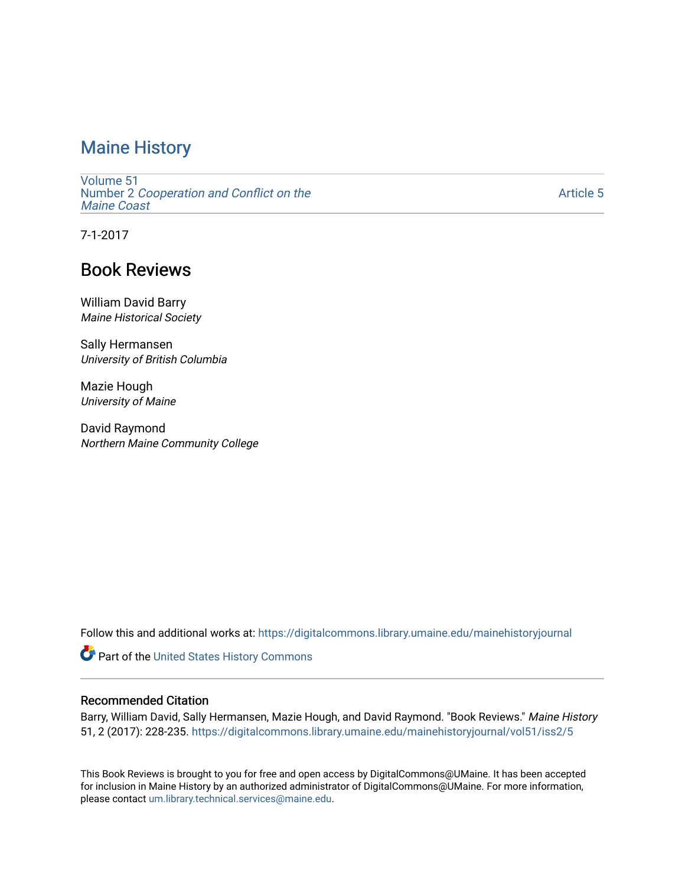# Maine History

Volume 51
Number 2 *Cooperation and Conflict on the Maine Coast*

Article 5

7-1-2017

## Book Reviews

William David Barry
*Maine Historical Society*

Sally Hermansen
*University of British Columbia*

Mazie Hough
*University of Maine*

David Raymond
*Northern Maine Community College*

Follow this and additional works at: https://digitalcommons.library.umaine.edu/mainehistoryjournal

Part of the United States History Commons

### Recommended Citation

Barry, William David, Sally Hermansen, Mazie Hough, and David Raymond. "Book Reviews." *Maine History* 51, 2 (2017): 228-235. https://digitalcommons.library.umaine.edu/mainehistoryjournal/vol51/iss2/5

This Book Reviews is brought to you for free and open access by DigitalCommons@UMaine. It has been accepted for inclusion in Maine History by an authorized administrator of DigitalCommons@UMaine. For more information, please contact um.library.technical.services@maine.edu.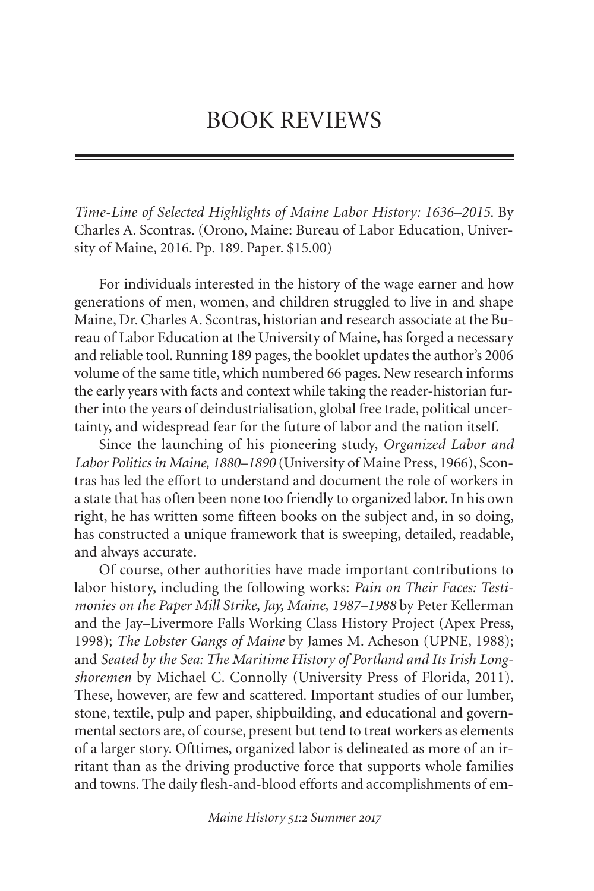# BOOK REVIEWS

*Time-Line of Selected Highlights of Maine Labor History: 1636–2015*. By Charles A. Scontras. (Orono, Maine: Bureau of Labor Education, University of Maine, 2016. Pp. 189. Paper. $15.00)

For individuals interested in the history of the wage earner and how generations of men, women, and children struggled to live in and shape Maine, Dr. Charles A. Scontras, historian and research associate at the Bureau of Labor Education at the University of Maine, has forged a necessary and reliable tool. Running 189 pages, the booklet updates the author's 2006 volume of the same title, which numbered 66 pages. New research informs the early years with facts and context while taking the reader-historian further into the years of deindustrialisation, global free trade, political uncertainty, and widespread fear for the future of labor and the nation itself.

Since the launching of his pioneering study, *Organized Labor and Labor Politics in Maine, 1880–1890* (University of Maine Press, 1966), Scontras has led the effort to understand and document the role of workers in a state that has often been none too friendly to organized labor. In his own right, he has written some fifteen books on the subject and, in so doing, has constructed a unique framework that is sweeping, detailed, readable, and always accurate.

Of course, other authorities have made important contributions to labor history, including the following works: *Pain on Their Faces: Testimonies on the Paper Mill Strike, Jay, Maine, 1987–1988* by Peter Kellerman and the Jay–Livermore Falls Working Class History Project (Apex Press, 1998); *The Lobster Gangs of Maine* by James M. Acheson (UPNE, 1988); and *Seated by the Sea: The Maritime History of Portland and Its Irish Longshoremen* by Michael C. Connolly (University Press of Florida, 2011). These, however, are few and scattered. Important studies of our lumber, stone, textile, pulp and paper, shipbuilding, and educational and governmental sectors are, of course, present but tend to treat workers as elements of a larger story. Ofttimes, organized labor is delineated as more of an irritant than as the driving productive force that supports whole families and towns. The daily flesh-and-blood efforts and accomplishments of em-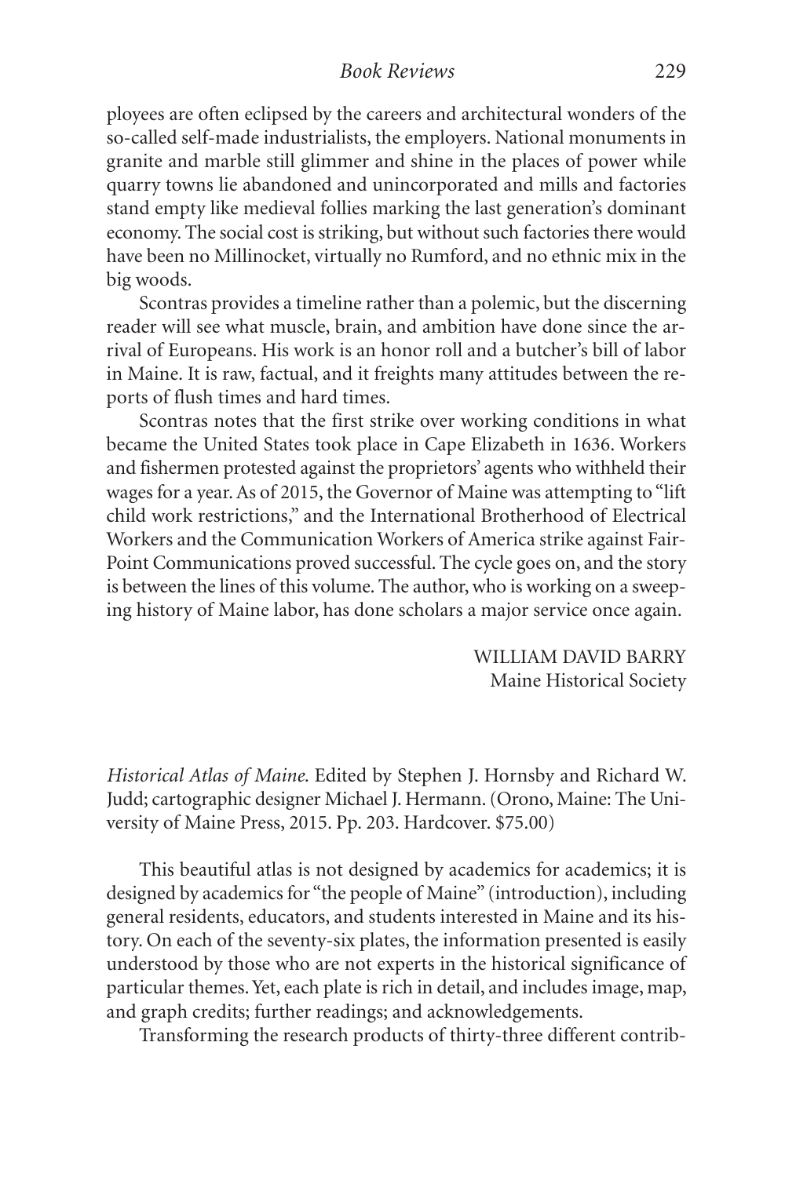ployees are often eclipsed by the careers and architectural wonders of the so-called self-made industrialists, the employers. National monuments in granite and marble still glimmer and shine in the places of power while quarry towns lie abandoned and unincorporated and mills and factories stand empty like medieval follies marking the last generation's dominant economy. The social cost is striking, but without such factories there would have been no Millinocket, virtually no Rumford, and no ethnic mix in the big woods.

Scontras provides a timeline rather than a polemic, but the discerning reader will see what muscle, brain, and ambition have done since the arrival of Europeans. His work is an honor roll and a butcher's bill of labor in Maine. It is raw, factual, and it freights many attitudes between the reports of flush times and hard times.

Scontras notes that the first strike over working conditions in what became the United States took place in Cape Elizabeth in 1636. Workers and fishermen protested against the proprietors' agents who withheld their wages for a year. As of 2015, the Governor of Maine was attempting to "lift child work restrictions," and the International Brotherhood of Electrical Workers and the Communication Workers of America strike against FairPoint Communications proved successful. The cycle goes on, and the story is between the lines of this volume. The author, who is working on a sweeping history of Maine labor, has done scholars a major service once again.

WILLIAM DAVID BARRY
Maine Historical Society

*Historical Atlas of Maine.* Edited by Stephen J. Hornsby and Richard W. Judd; cartographic designer Michael J. Hermann. (Orono, Maine: The University of Maine Press, 2015. Pp. 203. Hardcover. $75.00)

This beautiful atlas is not designed by academics for academics; it is designed by academics for "the people of Maine" (introduction), including general residents, educators, and students interested in Maine and its history. On each of the seventy-six plates, the information presented is easily understood by those who are not experts in the historical significance of particular themes. Yet, each plate is rich in detail, and includes image, map, and graph credits; further readings; and acknowledgements.

Transforming the research products of thirty-three different contrib-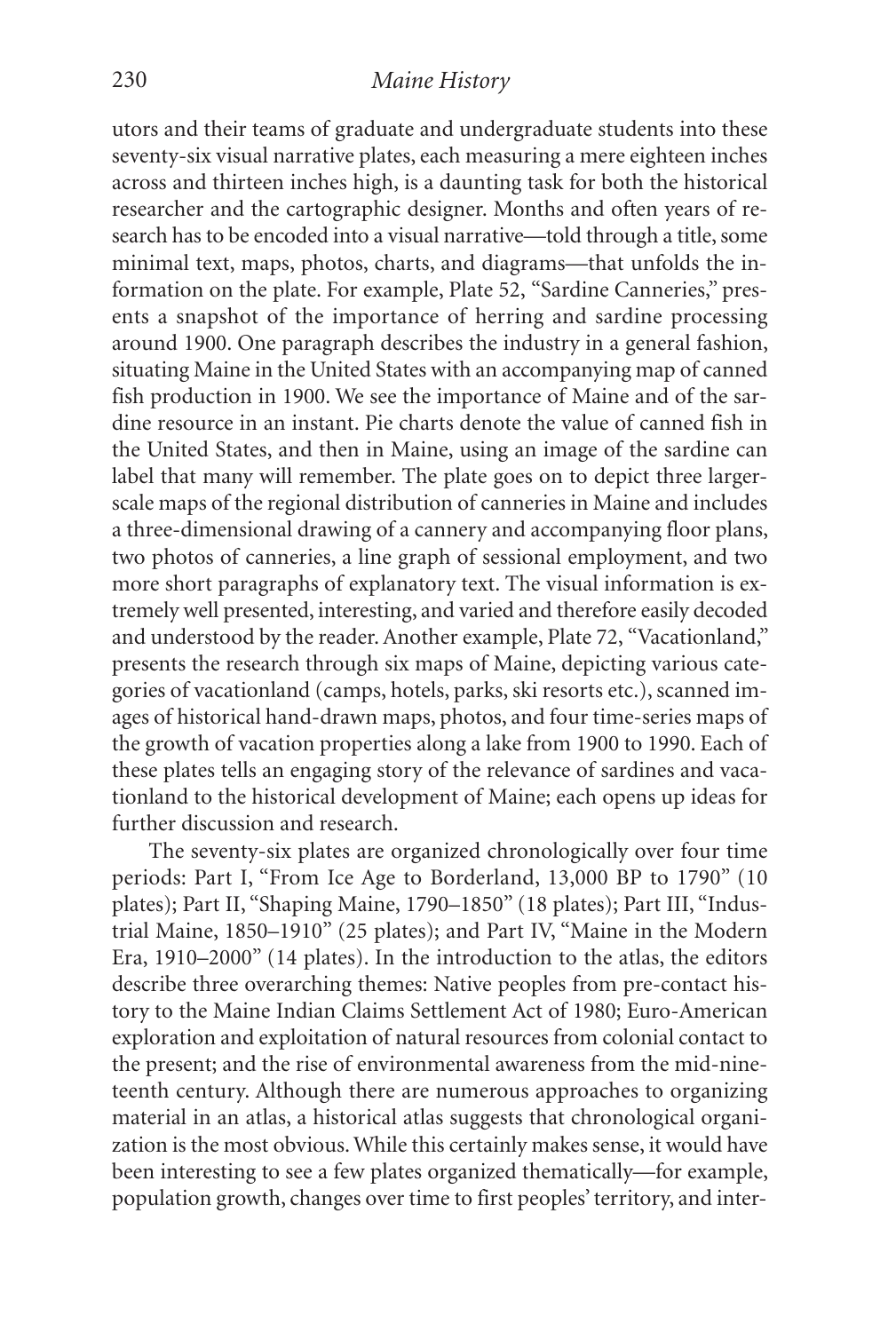utors and their teams of graduate and undergraduate students into these seventy-six visual narrative plates, each measuring a mere eighteen inches across and thirteen inches high, is a daunting task for both the historical researcher and the cartographic designer. Months and often years of research has to be encoded into a visual narrative—told through a title, some minimal text, maps, photos, charts, and diagrams—that unfolds the information on the plate. For example, Plate 52, "Sardine Canneries," presents a snapshot of the importance of herring and sardine processing around 1900. One paragraph describes the industry in a general fashion, situating Maine in the United States with an accompanying map of canned fish production in 1900. We see the importance of Maine and of the sardine resource in an instant. Pie charts denote the value of canned fish in the United States, and then in Maine, using an image of the sardine can label that many will remember. The plate goes on to depict three larger-scale maps of the regional distribution of canneries in Maine and includes a three-dimensional drawing of a cannery and accompanying floor plans, two photos of canneries, a line graph of sessional employment, and two more short paragraphs of explanatory text. The visual information is extremely well presented, interesting, and varied and therefore easily decoded and understood by the reader. Another example, Plate 72, "Vacationland," presents the research through six maps of Maine, depicting various categories of vacationland (camps, hotels, parks, ski resorts etc.), scanned images of historical hand-drawn maps, photos, and four time-series maps of the growth of vacation properties along a lake from 1900 to 1990. Each of these plates tells an engaging story of the relevance of sardines and vacationland to the historical development of Maine; each opens up ideas for further discussion and research.

The seventy-six plates are organized chronologically over four time periods: Part I, "From Ice Age to Borderland, 13,000 BP to 1790" (10 plates); Part II, "Shaping Maine, 1790–1850" (18 plates); Part III, "Industrial Maine, 1850–1910" (25 plates); and Part IV, "Maine in the Modern Era, 1910–2000" (14 plates). In the introduction to the atlas, the editors describe three overarching themes: Native peoples from pre-contact history to the Maine Indian Claims Settlement Act of 1980; Euro-American exploration and exploitation of natural resources from colonial contact to the present; and the rise of environmental awareness from the mid-nineteenth century. Although there are numerous approaches to organizing material in an atlas, a historical atlas suggests that chronological organization is the most obvious. While this certainly makes sense, it would have been interesting to see a few plates organized thematically—for example, population growth, changes over time to first peoples' territory, and inter-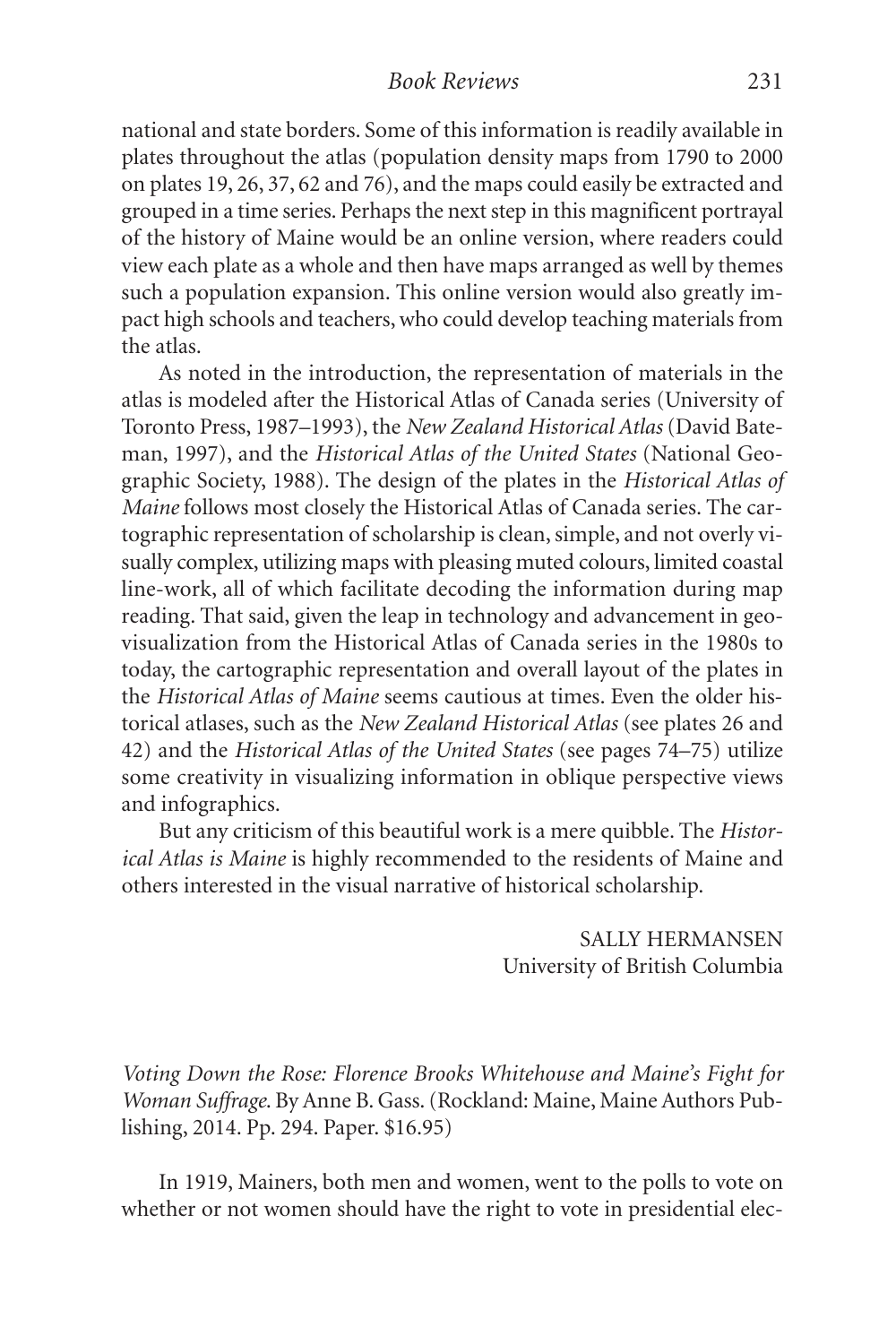national and state borders. Some of this information is readily available in plates throughout the atlas (population density maps from 1790 to 2000 on plates 19, 26, 37, 62 and 76), and the maps could easily be extracted and grouped in a time series. Perhaps the next step in this magnificent portrayal of the history of Maine would be an online version, where readers could view each plate as a whole and then have maps arranged as well by themes such a population expansion. This online version would also greatly impact high schools and teachers, who could develop teaching materials from the atlas.

As noted in the introduction, the representation of materials in the atlas is modeled after the Historical Atlas of Canada series (University of Toronto Press, 1987–1993), the *New Zealand Historical Atlas* (David Bateman, 1997), and the *Historical Atlas of the United States* (National Geographic Society, 1988). The design of the plates in the *Historical Atlas of Maine* follows most closely the Historical Atlas of Canada series. The cartographic representation of scholarship is clean, simple, and not overly visually complex, utilizing maps with pleasing muted colours, limited coastal line-work, all of which facilitate decoding the information during map reading. That said, given the leap in technology and advancement in geovisualization from the Historical Atlas of Canada series in the 1980s to today, the cartographic representation and overall layout of the plates in the *Historical Atlas of Maine* seems cautious at times. Even the older historical atlases, such as the *New Zealand Historical Atlas* (see plates 26 and 42) and the *Historical Atlas of the United States* (see pages 74–75) utilize some creativity in visualizing information in oblique perspective views and infographics.

But any criticism of this beautiful work is a mere quibble. The *Historical Atlas is Maine* is highly recommended to the residents of Maine and others interested in the visual narrative of historical scholarship.

SALLY HERMANSEN
University of British Columbia

*Voting Down the Rose: Florence Brooks Whitehouse and Maine's Fight for Woman Suffrage*. By Anne B. Gass. (Rockland: Maine, Maine Authors Publishing, 2014. Pp. 294. Paper. $16.95)

In 1919, Mainers, both men and women, went to the polls to vote on whether or not women should have the right to vote in presidential elec-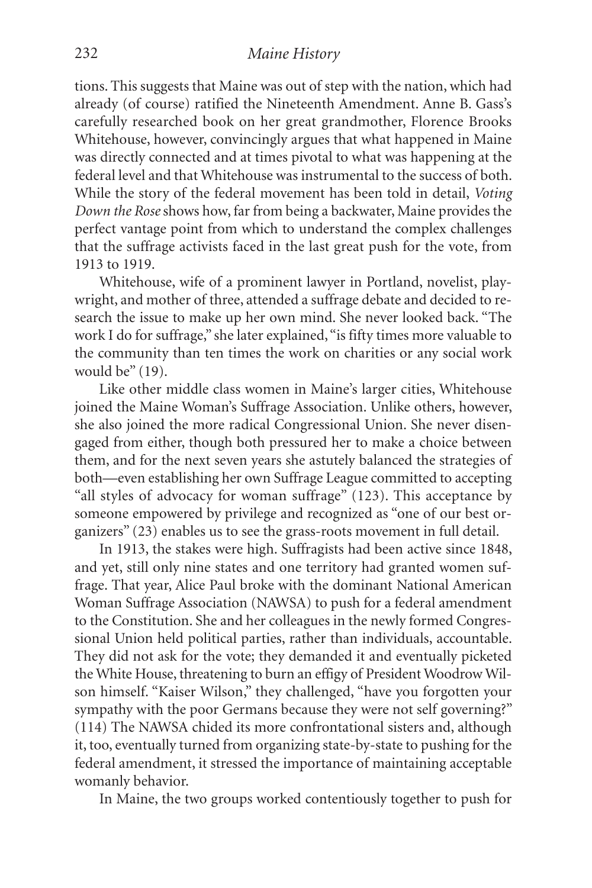tions. This suggests that Maine was out of step with the nation, which had already (of course) ratified the Nineteenth Amendment. Anne B. Gass's carefully researched book on her great grandmother, Florence Brooks Whitehouse, however, convincingly argues that what happened in Maine was directly connected and at times pivotal to what was happening at the federal level and that Whitehouse was instrumental to the success of both. While the story of the federal movement has been told in detail, *Voting Down the Rose* shows how, far from being a backwater, Maine provides the perfect vantage point from which to understand the complex challenges that the suffrage activists faced in the last great push for the vote, from 1913 to 1919.

Whitehouse, wife of a prominent lawyer in Portland, novelist, playwright, and mother of three, attended a suffrage debate and decided to research the issue to make up her own mind. She never looked back. "The work I do for suffrage," she later explained, "is fifty times more valuable to the community than ten times the work on charities or any social work would be" (19).

Like other middle class women in Maine's larger cities, Whitehouse joined the Maine Woman's Suffrage Association. Unlike others, however, she also joined the more radical Congressional Union. She never disengaged from either, though both pressured her to make a choice between them, and for the next seven years she astutely balanced the strategies of both—even establishing her own Suffrage League committed to accepting "all styles of advocacy for woman suffrage" (123). This acceptance by someone empowered by privilege and recognized as "one of our best organizers" (23) enables us to see the grass-roots movement in full detail.

In 1913, the stakes were high. Suffragists had been active since 1848, and yet, still only nine states and one territory had granted women suffrage. That year, Alice Paul broke with the dominant National American Woman Suffrage Association (NAWSA) to push for a federal amendment to the Constitution. She and her colleagues in the newly formed Congressional Union held political parties, rather than individuals, accountable. They did not ask for the vote; they demanded it and eventually picketed the White House, threatening to burn an effigy of President Woodrow Wilson himself. "Kaiser Wilson," they challenged, "have you forgotten your sympathy with the poor Germans because they were not self governing?" (114) The NAWSA chided its more confrontational sisters and, although it, too, eventually turned from organizing state-by-state to pushing for the federal amendment, it stressed the importance of maintaining acceptable womanly behavior.

In Maine, the two groups worked contentiously together to push for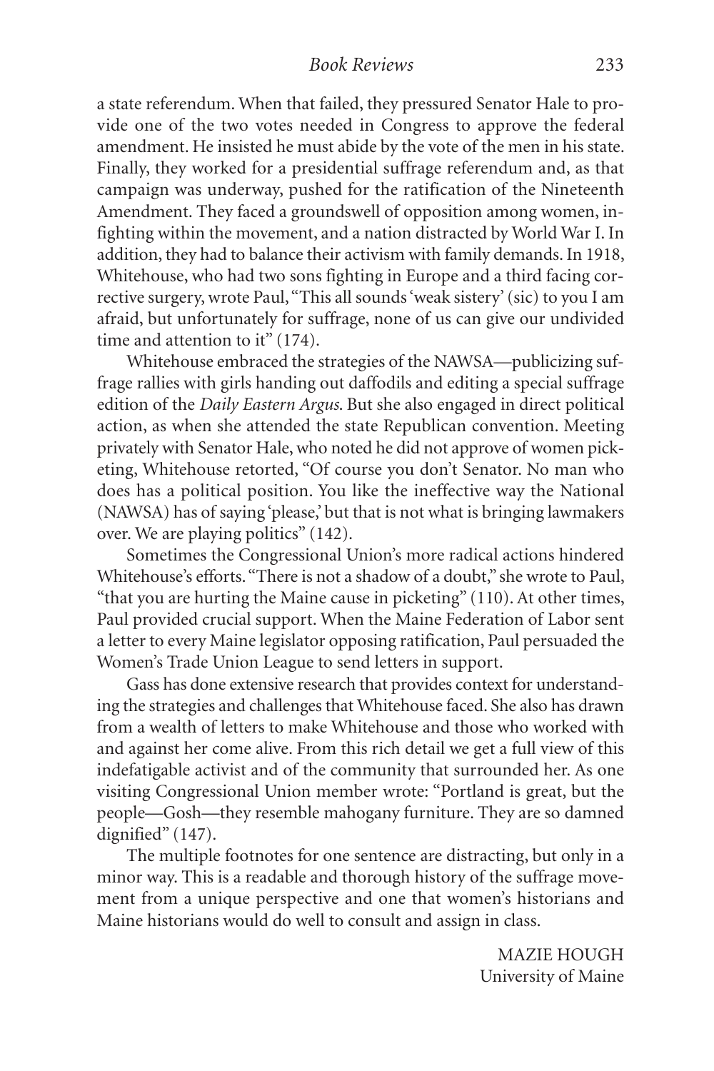a state referendum. When that failed, they pressured Senator Hale to provide one of the two votes needed in Congress to approve the federal amendment. He insisted he must abide by the vote of the men in his state. Finally, they worked for a presidential suffrage referendum and, as that campaign was underway, pushed for the ratification of the Nineteenth Amendment. They faced a groundswell of opposition among women, infighting within the movement, and a nation distracted by World War I. In addition, they had to balance their activism with family demands. In 1918, Whitehouse, who had two sons fighting in Europe and a third facing corrective surgery, wrote Paul, "This all sounds 'weak sistery' (sic) to you I am afraid, but unfortunately for suffrage, none of us can give our undivided time and attention to it" (174).

Whitehouse embraced the strategies of the NAWSA—publicizing suffrage rallies with girls handing out daffodils and editing a special suffrage edition of the *Daily Eastern Argus*. But she also engaged in direct political action, as when she attended the state Republican convention. Meeting privately with Senator Hale, who noted he did not approve of women picketing, Whitehouse retorted, "Of course you don't Senator. No man who does has a political position. You like the ineffective way the National (NAWSA) has of saying 'please,' but that is not what is bringing lawmakers over. We are playing politics" (142).

Sometimes the Congressional Union's more radical actions hindered Whitehouse's efforts. "There is not a shadow of a doubt," she wrote to Paul, "that you are hurting the Maine cause in picketing" (110). At other times, Paul provided crucial support. When the Maine Federation of Labor sent a letter to every Maine legislator opposing ratification, Paul persuaded the Women's Trade Union League to send letters in support.

Gass has done extensive research that provides context for understanding the strategies and challenges that Whitehouse faced. She also has drawn from a wealth of letters to make Whitehouse and those who worked with and against her come alive. From this rich detail we get a full view of this indefatigable activist and of the community that surrounded her. As one visiting Congressional Union member wrote: "Portland is great, but the people—Gosh—they resemble mahogany furniture. They are so damned dignified" (147).

The multiple footnotes for one sentence are distracting, but only in a minor way. This is a readable and thorough history of the suffrage movement from a unique perspective and one that women's historians and Maine historians would do well to consult and assign in class.

MAZIE HOUGH
University of Maine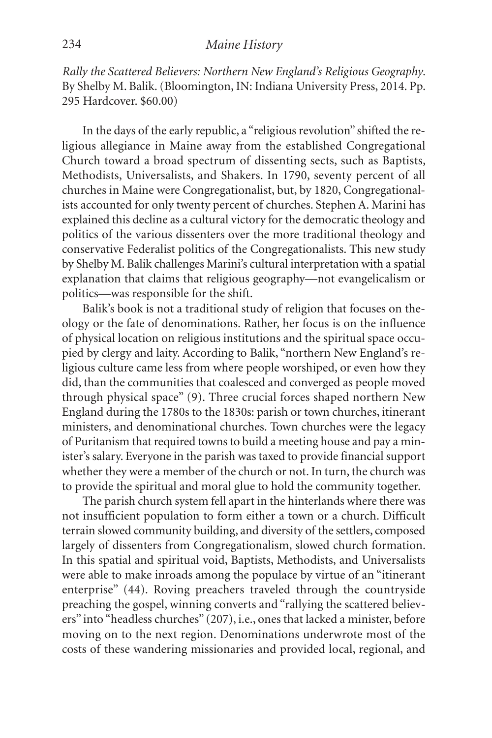*Rally the Scattered Believers: Northern New England's Religious Geography.* By Shelby M. Balik. (Bloomington, IN: Indiana University Press, 2014. Pp. 295 Hardcover. $60.00)

In the days of the early republic, a "religious revolution" shifted the religious allegiance in Maine away from the established Congregational Church toward a broad spectrum of dissenting sects, such as Baptists, Methodists, Universalists, and Shakers. In 1790, seventy percent of all churches in Maine were Congregationalist, but, by 1820, Congregationalists accounted for only twenty percent of churches. Stephen A. Marini has explained this decline as a cultural victory for the democratic theology and politics of the various dissenters over the more traditional theology and conservative Federalist politics of the Congregationalists. This new study by Shelby M. Balik challenges Marini's cultural interpretation with a spatial explanation that claims that religious geography—not evangelicalism or politics—was responsible for the shift.

Balik's book is not a traditional study of religion that focuses on theology or the fate of denominations. Rather, her focus is on the influence of physical location on religious institutions and the spiritual space occupied by clergy and laity. According to Balik, "northern New England's religious culture came less from where people worshiped, or even how they did, than the communities that coalesced and converged as people moved through physical space" (9). Three crucial forces shaped northern New England during the 1780s to the 1830s: parish or town churches, itinerant ministers, and denominational churches. Town churches were the legacy of Puritanism that required towns to build a meeting house and pay a minister's salary. Everyone in the parish was taxed to provide financial support whether they were a member of the church or not. In turn, the church was to provide the spiritual and moral glue to hold the community together.

The parish church system fell apart in the hinterlands where there was not insufficient population to form either a town or a church. Difficult terrain slowed community building, and diversity of the settlers, composed largely of dissenters from Congregationalism, slowed church formation. In this spatial and spiritual void, Baptists, Methodists, and Universalists were able to make inroads among the populace by virtue of an "itinerant enterprise" (44). Roving preachers traveled through the countryside preaching the gospel, winning converts and "rallying the scattered believers" into "headless churches" (207), i.e., ones that lacked a minister, before moving on to the next region. Denominations underwrote most of the costs of these wandering missionaries and provided local, regional, and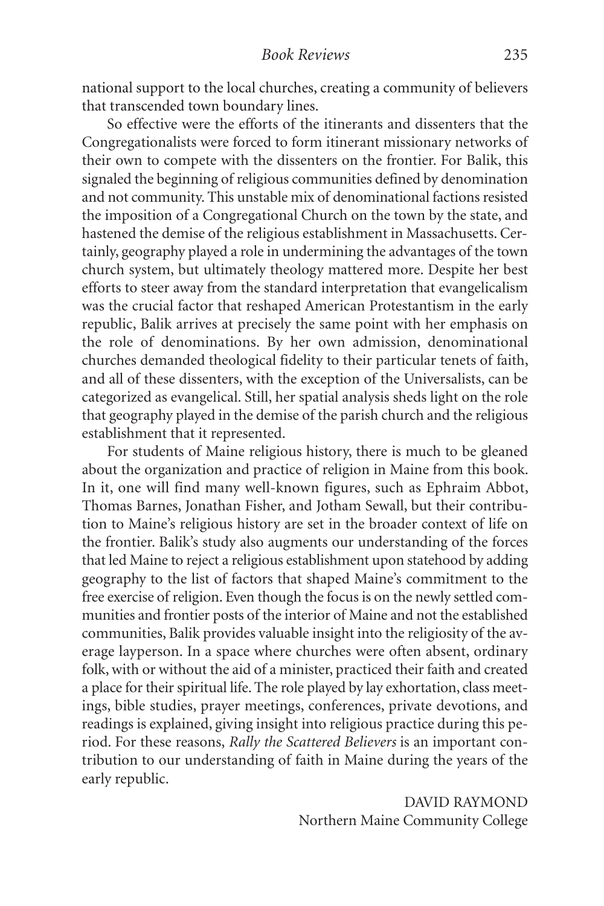national support to the local churches, creating a community of believers that transcended town boundary lines.

So effective were the efforts of the itinerants and dissenters that the Congregationalists were forced to form itinerant missionary networks of their own to compete with the dissenters on the frontier. For Balik, this signaled the beginning of religious communities defined by denomination and not community. This unstable mix of denominational factions resisted the imposition of a Congregational Church on the town by the state, and hastened the demise of the religious establishment in Massachusetts. Certainly, geography played a role in undermining the advantages of the town church system, but ultimately theology mattered more. Despite her best efforts to steer away from the standard interpretation that evangelicalism was the crucial factor that reshaped American Protestantism in the early republic, Balik arrives at precisely the same point with her emphasis on the role of denominations. By her own admission, denominational churches demanded theological fidelity to their particular tenets of faith, and all of these dissenters, with the exception of the Universalists, can be categorized as evangelical. Still, her spatial analysis sheds light on the role that geography played in the demise of the parish church and the religious establishment that it represented.

For students of Maine religious history, there is much to be gleaned about the organization and practice of religion in Maine from this book. In it, one will find many well-known figures, such as Ephraim Abbot, Thomas Barnes, Jonathan Fisher, and Jotham Sewall, but their contribution to Maine's religious history are set in the broader context of life on the frontier. Balik's study also augments our understanding of the forces that led Maine to reject a religious establishment upon statehood by adding geography to the list of factors that shaped Maine's commitment to the free exercise of religion. Even though the focus is on the newly settled communities and frontier posts of the interior of Maine and not the established communities, Balik provides valuable insight into the religiosity of the average layperson. In a space where churches were often absent, ordinary folk, with or without the aid of a minister, practiced their faith and created a place for their spiritual life. The role played by lay exhortation, class meetings, bible studies, prayer meetings, conferences, private devotions, and readings is explained, giving insight into religious practice during this period. For these reasons, *Rally the Scattered Believers* is an important contribution to our understanding of faith in Maine during the years of the early republic.

DAVID RAYMOND
Northern Maine Community College